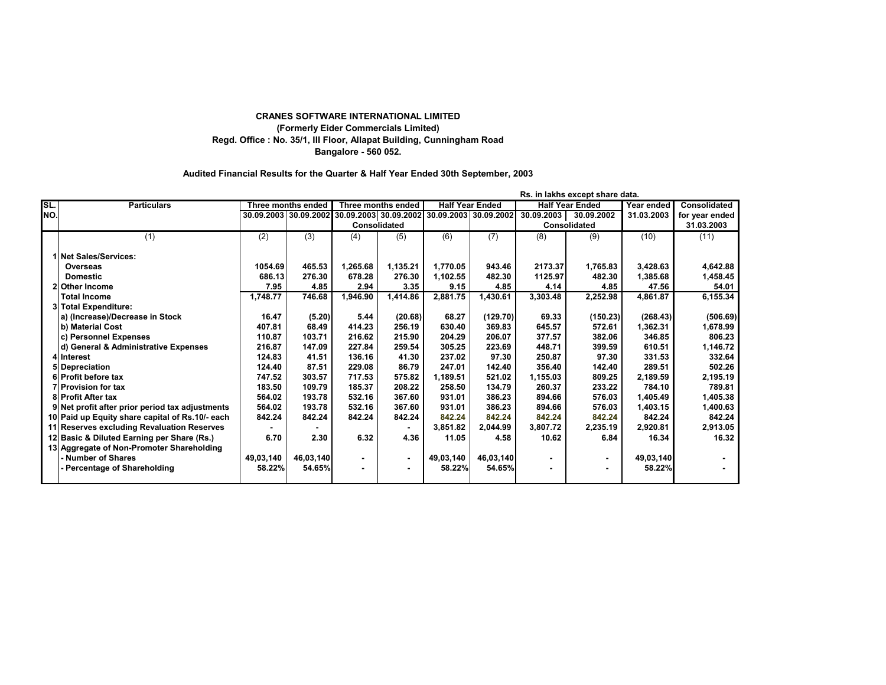**CRANES SOFTWARE INTERNATIONAL LIMITED**
**(Formerly Eider Commercials Limited)**
**Regd. Office : No. 35/1, III Floor, Allapat Building, Cunningham Road**
**Bangalore - 560 052.**

**Audited Financial Results for the Quarter & Half Year Ended 30th September, 2003**

**Rs. in lakhs except share data.**

| SL. NO. | Particulars | Three months ended | | Three months ended | | Half Year Ended | | Half Year Ended | | Year ended | Consolidated |
|---|---|---|---|---|---|---|---|---|---|---|---|
| | | 30.09.2003 | 30.09.2002 | 30.09.2003 | 30.09.2002 | 30.09.2003 | 30.09.2002 | 30.09.2003 | 30.09.2002 | 31.03.2003 | for year ended |
| | | | | Consolidated | | | | Consolidated | | | 31.03.2003 |
| | (1) | (2) | (3) | (4) | (5) | (6) | (7) | (8) | (9) | (10) | (11) |
| 1 | **Net Sales/Services:** | | | | | | | | | | |
| | **Overseas** | 1054.69 | 465.53 | 1,265.68 | 1,135.21 | 1,770.05 | 943.46 | 2173.37 | 1,765.83 | 3,428.63 | 4,642.88 |
| | **Domestic** | 686.13 | 276.30 | 678.28 | 276.30 | 1,102.55 | 482.30 | 1125.97 | 482.30 | 1,385.68 | 1,458.45 |
| 2 | **Other Income** | 7.95 | 4.85 | 2.94 | 3.35 | 9.15 | 4.85 | 4.14 | 4.85 | 47.56 | 54.01 |
| | **Total Income** | 1,748.77 | 746.68 | 1,946.90 | 1,414.86 | 2,881.75 | 1,430.61 | 3,303.48 | 2,252.98 | 4,861.87 | 6,155.34 |
| 3 | **Total Expenditure:** | | | | | | | | | | |
| | **a) (Increase)/Decrease in Stock** | 16.47 | (5.20) | 5.44 | (20.68) | 68.27 | (129.70) | 69.33 | (150.23) | (268.43) | (506.69) |
| | **b) Material Cost** | 407.81 | 68.49 | 414.23 | 256.19 | 630.40 | 369.83 | 645.57 | 572.61 | 1,362.31 | 1,678.99 |
| | **c) Personnel Expenses** | 110.87 | 103.71 | 216.62 | 215.90 | 204.29 | 206.07 | 377.57 | 382.06 | 346.85 | 806.23 |
| | **d) General & Administrative Expenses** | 216.87 | 147.09 | 227.84 | 259.54 | 305.25 | 223.69 | 448.71 | 399.59 | 610.51 | 1,146.72 |
| 4 | **Interest** | 124.83 | 41.51 | 136.16 | 41.30 | 237.02 | 97.30 | 250.87 | 97.30 | 331.53 | 332.64 |
| 5 | **Depreciation** | 124.40 | 87.51 | 229.08 | 86.79 | 247.01 | 142.40 | 356.40 | 142.40 | 289.51 | 502.26 |
| 6 | **Profit before tax** | 747.52 | 303.57 | 717.53 | 575.82 | 1,189.51 | 521.02 | 1,155.03 | 809.25 | 2,189.59 | 2,195.19 |
| 7 | **Provision for tax** | 183.50 | 109.79 | 185.37 | 208.22 | 258.50 | 134.79 | 260.37 | 233.22 | 784.10 | 789.81 |
| 8 | **Profit After tax** | 564.02 | 193.78 | 532.16 | 367.60 | 931.01 | 386.23 | 894.66 | 576.03 | 1,405.49 | 1,405.38 |
| 9 | **Net profit after prior period tax adjustments** | 564.02 | 193.78 | 532.16 | 367.60 | 931.01 | 386.23 | 894.66 | 576.03 | 1,403.15 | 1,400.63 |
| 10 | **Paid up Equity share capital of Rs.10/- each** | 842.24 | 842.24 | 842.24 | 842.24 | 842.24 | 842.24 | 842.24 | 842.24 | 842.24 | 842.24 |
| 11 | **Reserves excluding Revaluation Reserves** | - | - | | - | 3,851.82 | 2,044.99 | 3,807.72 | 2,235.19 | 2,920.81 | 2,913.05 |
| 12 | **Basic & Diluted Earning per Share (Rs.)** | 6.70 | 2.30 | 6.32 | 4.36 | 11.05 | 4.58 | 10.62 | 6.84 | 16.34 | 16.32 |
| 13 | **Aggregate of Non-Promoter Shareholding** | | | | | | | | | | |
| | **- Number of Shares** | 49,03,140 | 46,03,140 | - | - | 49,03,140 | 46,03,140 | - | - | 49,03,140 | - |
| | **- Percentage of Shareholding** | 58.22% | 54.65% | - | - | 58.22% | 54.65% | - | - | 58.22% | - |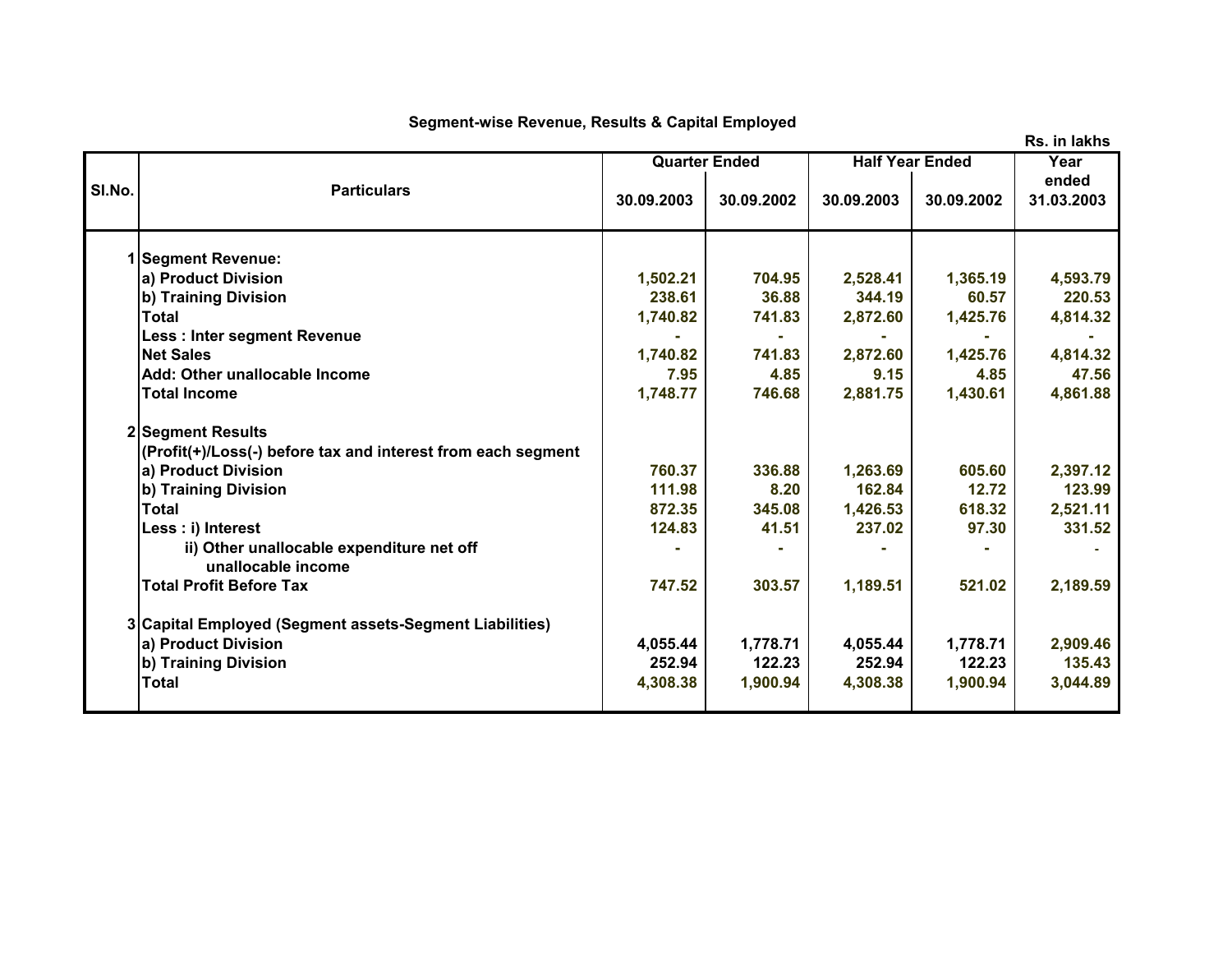## Segment-wise Revenue, Results & Capital Employed

Rs. in lakhs

| Sl.No. | Particulars | Quarter Ended | | Half Year Ended | | Year ended |
|---|---|---|---|---|---|---|
| | | 30.09.2003 | 30.09.2002 | 30.09.2003 | 30.09.2002 | 31.03.2003 |
| 1 | **Segment Revenue:** | | | | | |
| | a) Product Division | 1,502.21 | 704.95 | 2,528.41 | 1,365.19 | 4,593.79 |
| | b) Training Division | 238.61 | 36.88 | 344.19 | 60.57 | 220.53 |
| | Total | 1,740.82 | 741.83 | 2,872.60 | 1,425.76 | 4,814.32 |
| | Less : Inter segment Revenue | - | - | - | - | - |
| | Net Sales | 1,740.82 | 741.83 | 2,872.60 | 1,425.76 | 4,814.32 |
| | Add: Other unallocable Income | 7.95 | 4.85 | 9.15 | 4.85 | 47.56 |
| | Total Income | 1,748.77 | 746.68 | 2,881.75 | 1,430.61 | 4,861.88 |
| 2 | **Segment Results** | | | | | |
| | (Profit(+)/Loss(-) before tax and interest from each segment | | | | | |
| | a) Product Division | 760.37 | 336.88 | 1,263.69 | 605.60 | 2,397.12 |
| | b) Training Division | 111.98 | 8.20 | 162.84 | 12.72 | 123.99 |
| | Total | 872.35 | 345.08 | 1,426.53 | 618.32 | 2,521.11 |
| | Less : i) Interest | 124.83 | 41.51 | 237.02 | 97.30 | 331.52 |
| | ii) Other unallocable expenditure net off unallocable income | - | - | - | - | - |
| | Total Profit Before Tax | 747.52 | 303.57 | 1,189.51 | 521.02 | 2,189.59 |
| 3 | **Capital Employed (Segment assets-Segment Liabilities)** | | | | | |
| | a) Product Division | 4,055.44 | 1,778.71 | 4,055.44 | 1,778.71 | 2,909.46 |
| | b) Training Division | 252.94 | 122.23 | 252.94 | 122.23 | 135.43 |
| | Total | 4,308.38 | 1,900.94 | 4,308.38 | 1,900.94 | 3,044.89 |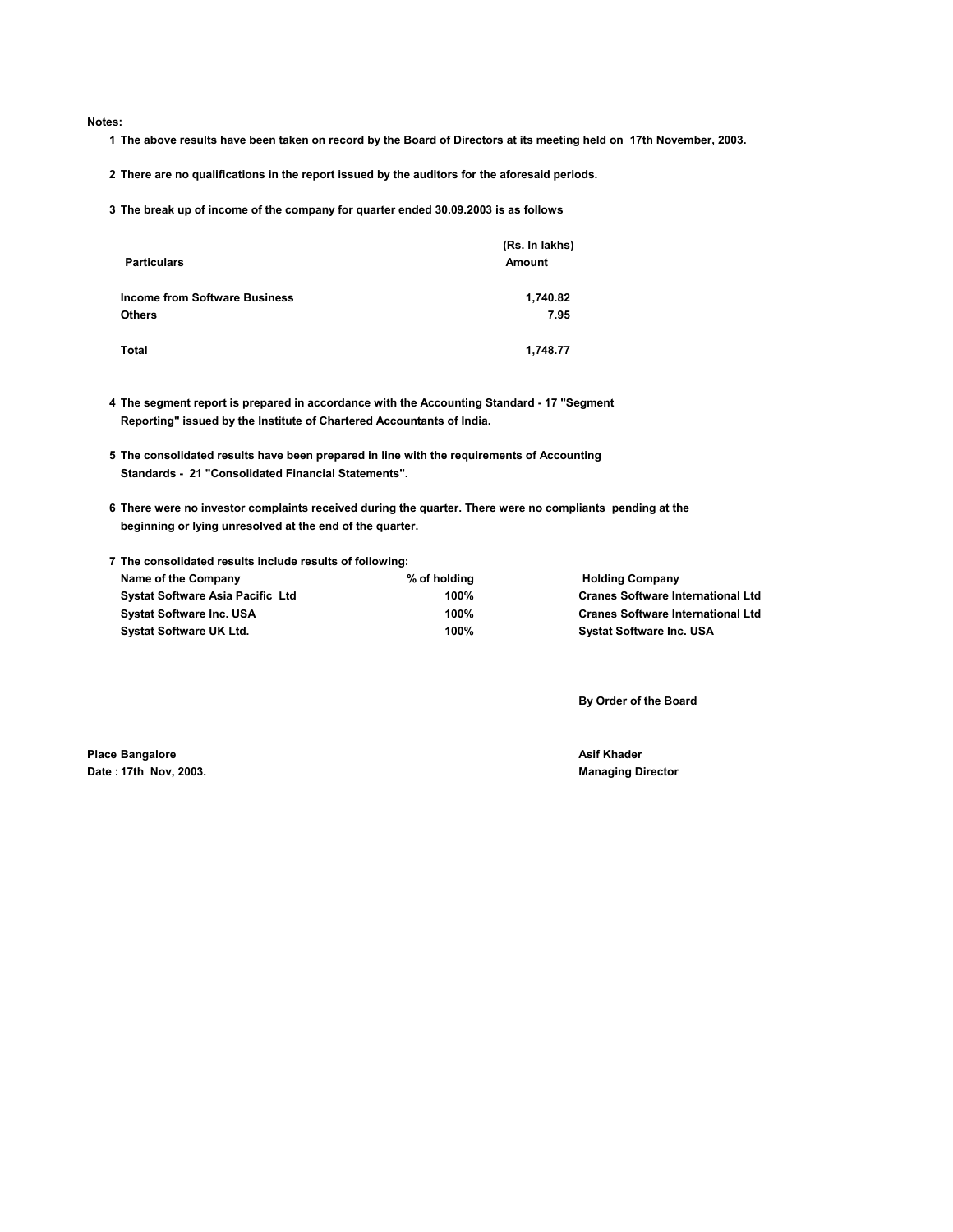**Notes:**

1. The above results have been taken on record by the Board of Directors at its meeting held on 17th November, 2003.

2. There are no qualifications in the report issued by the auditors for the aforesaid periods.

3. The break up of income of the company for quarter ended 30.09.2003 is as follows

| Particulars | (Rs. In lakhs) Amount |
|---|---|
| Income from Software Business | 1,740.82 |
| Others | 7.95 |
| Total | 1,748.77 |

4. The segment report is prepared in accordance with the Accounting Standard - 17 "Segment Reporting" issued by the Institute of Chartered Accountants of India.

5. The consolidated results have been prepared in line with the requirements of Accounting Standards - 21 "Consolidated Financial Statements".

6. There were no investor complaints received during the quarter. There were no compliants pending at the beginning or lying unresolved at the end of the quarter.

7. The consolidated results include results of following:

| Name of the Company | % of holding | Holding Company |
|---|---|---|
| Systat Software Asia Pacific Ltd | 100% | Cranes Software International Ltd |
| Systat Software Inc. USA | 100% | Cranes Software International Ltd |
| Systat Software UK Ltd. | 100% | Systat Software Inc. USA |

By Order of the Board

Place Bangalore
Date : 17th Nov, 2003.

Asif Khader
Managing Director